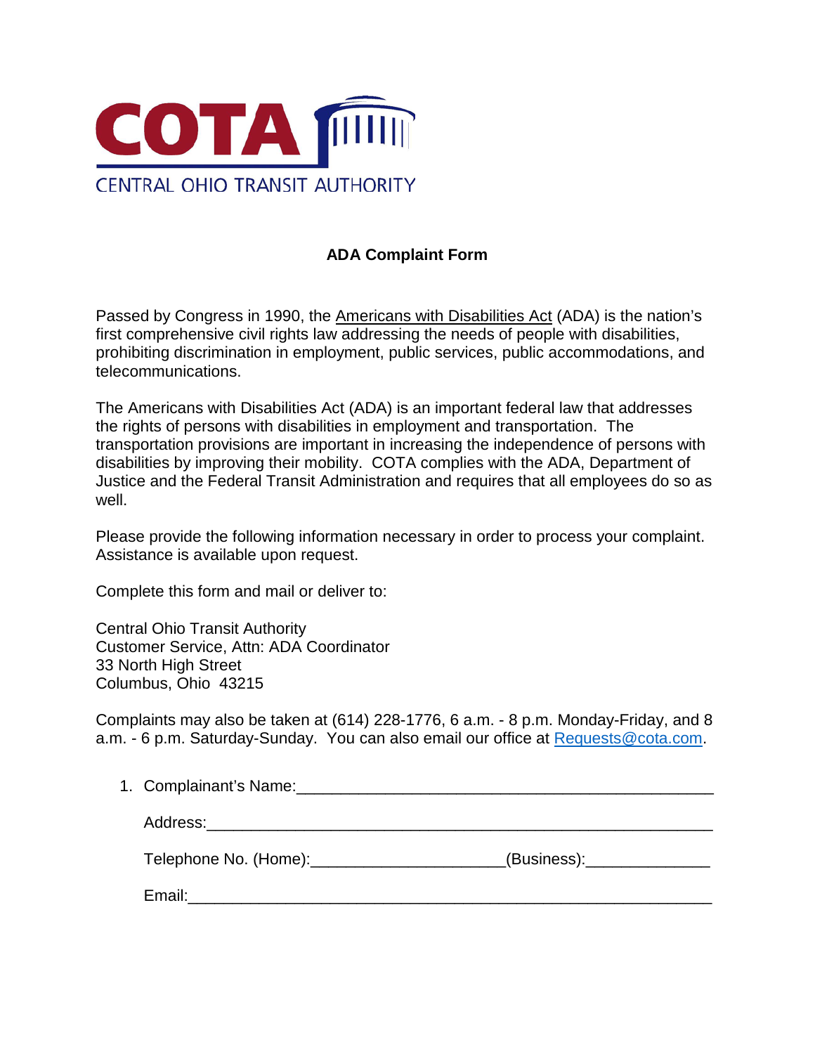COTA

CENTRAL OHIO TRANSIT AUTHORITY

## ADA Complaint Form

Passed by Congress in 1990, the Americans with Disabilities Act (ADA) is the nation's first comprehensive civil rights law addressing the needs of people with disabilities, prohibiting discrimination in employment, public services, public accommodations, and telecommunications.

The Americans with Disabilities Act (ADA) is an important federal law that addresses the rights of persons with disabilities in employment and transportation. The transportation provisions are important in increasing the independence of persons with disabilities by improving their mobility. COTA complies with the ADA, Department of Justice and the Federal Transit Administration and requires that all employees do so as well.

Please provide the following information necessary in order to process your complaint. Assistance is available upon request.

Complete this form and mail or deliver to:

Central Ohio Transit Authority
Customer Service, Attn: ADA Coordinator
33 North High Street
Columbus, Ohio 43215

Complaints may also be taken at (614) 228-1776, 6 a.m. - 8 p.m. Monday-Friday, and 8 a.m. - 6 p.m. Saturday-Sunday. You can also email our office at Requests@cota.com.

1. Complainant's Name:_______________________________________________

   Address:_______________________________________________________

   Telephone No. (Home):_____________________(Business):_____________

   Email:_________________________________________________________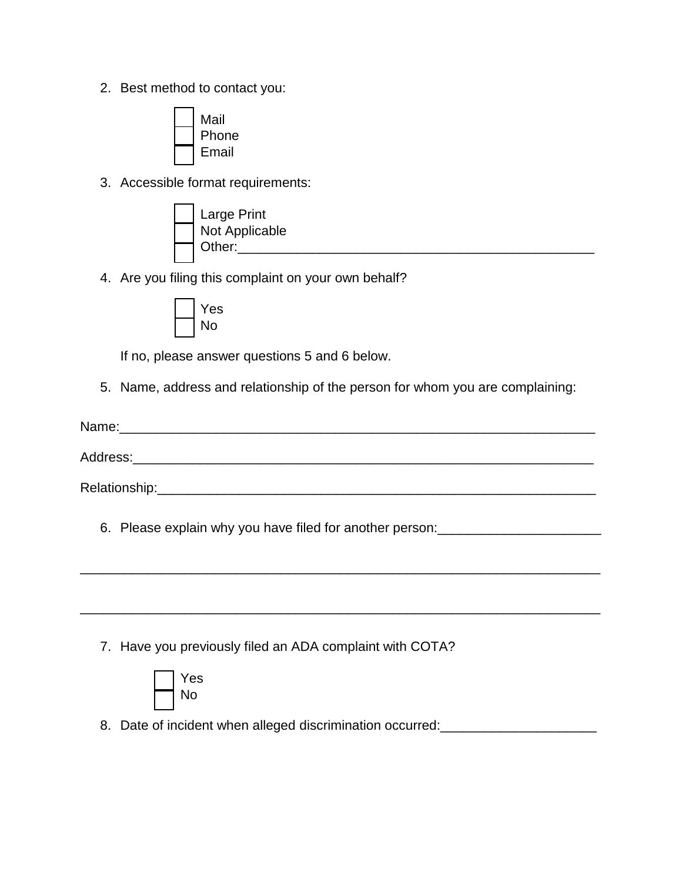2. Best method to contact you:

   - ☐ Mail
   - ☐ Phone
   - ☐ Email

3. Accessible format requirements:

   - ☐ Large Print
   - ☐ Not Applicable
   - ☐ Other:_______________________________________________

4. Are you filing this complaint on your own behalf?

   - ☐ Yes
   - ☐ No

   If no, please answer questions 5 and 6 below.

5. Name, address and relationship of the person for whom you are complaining:

Name:_______________________________________________________________

Address:_____________________________________________________________

Relationship:_________________________________________________________

6. Please explain why you have filed for another person:_____________________

_____________________________________________________________________

_____________________________________________________________________

7. Have you previously filed an ADA complaint with COTA?

   - ☐ Yes
   - ☐ No

8. Date of incident when alleged discrimination occurred:____________________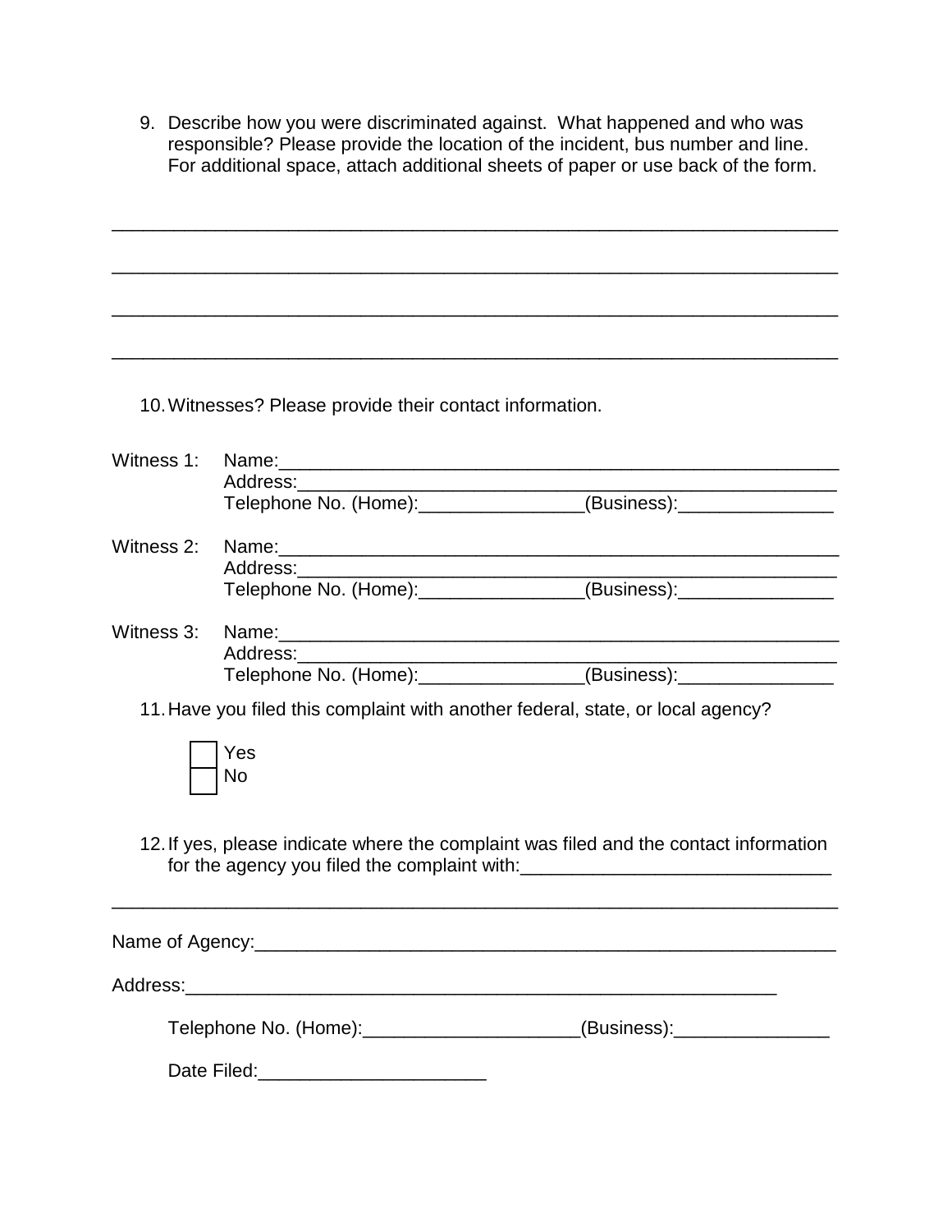9. Describe how you were discriminated against. What happened and who was responsible? Please provide the location of the incident, bus number and line. For additional space, attach additional sheets of paper or use back of the form.

_______________________________________________________________________

_______________________________________________________________________

_______________________________________________________________________

_______________________________________________________________________

10. Witnesses? Please provide their contact information.

Witness 1: Name:_______________________________________________________
Address:_____________________________________________________
Telephone No. (Home):________________(Business):_______________

Witness 2: Name:_______________________________________________________
Address:_____________________________________________________
Telephone No. (Home):________________(Business):_______________

Witness 3: Name:_______________________________________________________
Address:_____________________________________________________
Telephone No. (Home):________________(Business):_______________

11. Have you filed this complaint with another federal, state, or local agency?

- [ ] Yes
- [ ] No

12. If yes, please indicate where the complaint was filed and the contact information for the agency you filed the complaint with:______________________________

_______________________________________________________________________

Name of Agency:_________________________________________________________

Address:_____________________________________________________________

Telephone No. (Home):_____________________(Business):_______________

Date Filed:______________________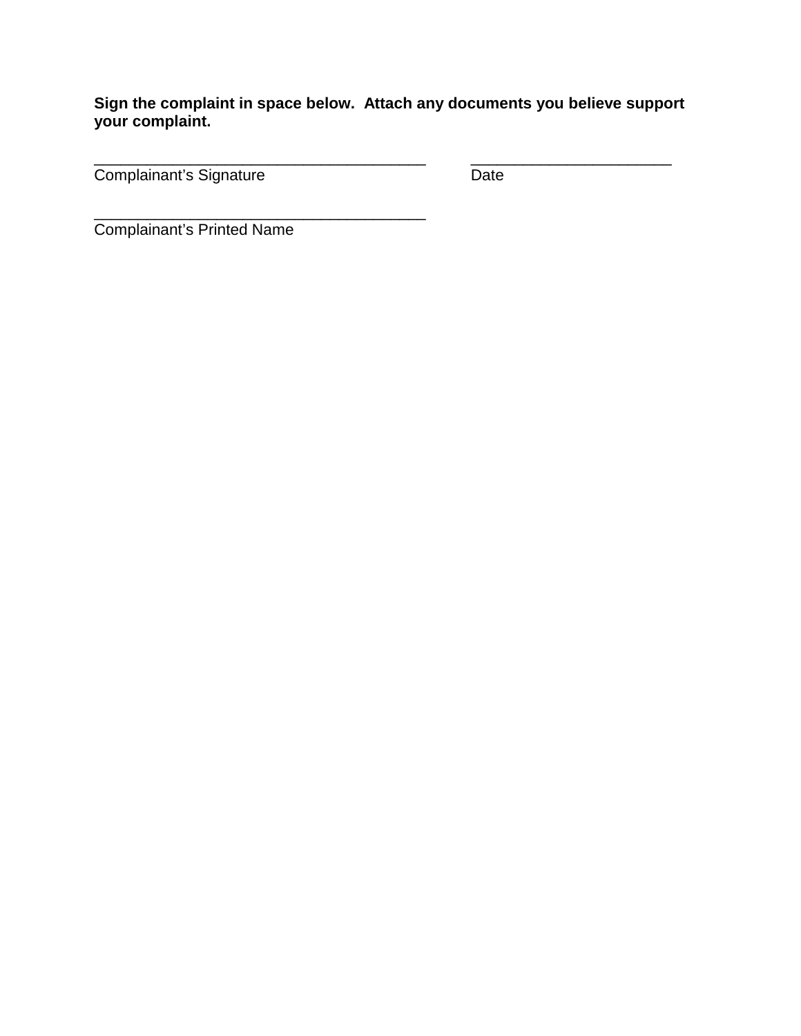**Sign the complaint in space below. Attach any documents you believe support your complaint.**

________________________________________ ________________________
Complainant's Signature Date

________________________________________
Complainant's Printed Name